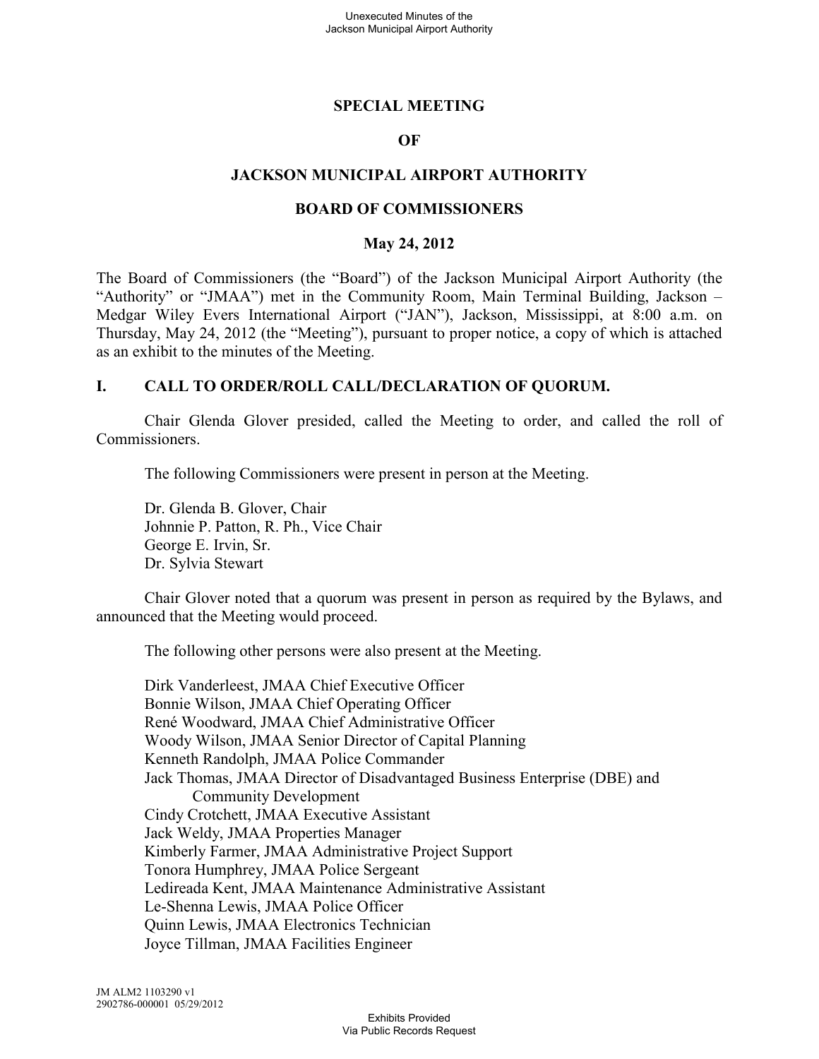# SPECIAL MEETING

# OF

# JACKSON MUNICIPAL AIRPORT AUTHORITY

# BOARD OF COMMISSIONERS

## May 24, 2012

The Board of Commissioners (the "Board") of the Jackson Municipal Airport Authority (the "Authority" or "JMAA") met in the Community Room, Main Terminal Building, Jackson – Medgar Wiley Evers International Airport ("JAN"), Jackson, Mississippi, at 8:00 a.m. on Thursday, May 24, 2012 (the "Meeting"), pursuant to proper notice, a copy of which is attached as an exhibit to the minutes of the Meeting.

## I. CALL TO ORDER/ROLL CALL/DECLARATION OF QUORUM.

Chair Glenda Glover presided, called the Meeting to order, and called the roll of Commissioners.

The following Commissioners were present in person at the Meeting.

Dr. Glenda B. Glover, Chair
Johnnie P. Patton, R. Ph., Vice Chair
George E. Irvin, Sr.
Dr. Sylvia Stewart

Chair Glover noted that a quorum was present in person as required by the Bylaws, and announced that the Meeting would proceed.

The following other persons were also present at the Meeting.

Dirk Vanderleest, JMAA Chief Executive Officer
Bonnie Wilson, JMAA Chief Operating Officer
René Woodward, JMAA Chief Administrative Officer
Woody Wilson, JMAA Senior Director of Capital Planning
Kenneth Randolph, JMAA Police Commander
Jack Thomas, JMAA Director of Disadvantaged Business Enterprise (DBE) and Community Development
Cindy Crotchett, JMAA Executive Assistant
Jack Weldy, JMAA Properties Manager
Kimberly Farmer, JMAA Administrative Project Support
Tonora Humphrey, JMAA Police Sergeant
Ledireada Kent, JMAA Maintenance Administrative Assistant
Le-Shenna Lewis, JMAA Police Officer
Quinn Lewis, JMAA Electronics Technician
Joyce Tillman, JMAA Facilities Engineer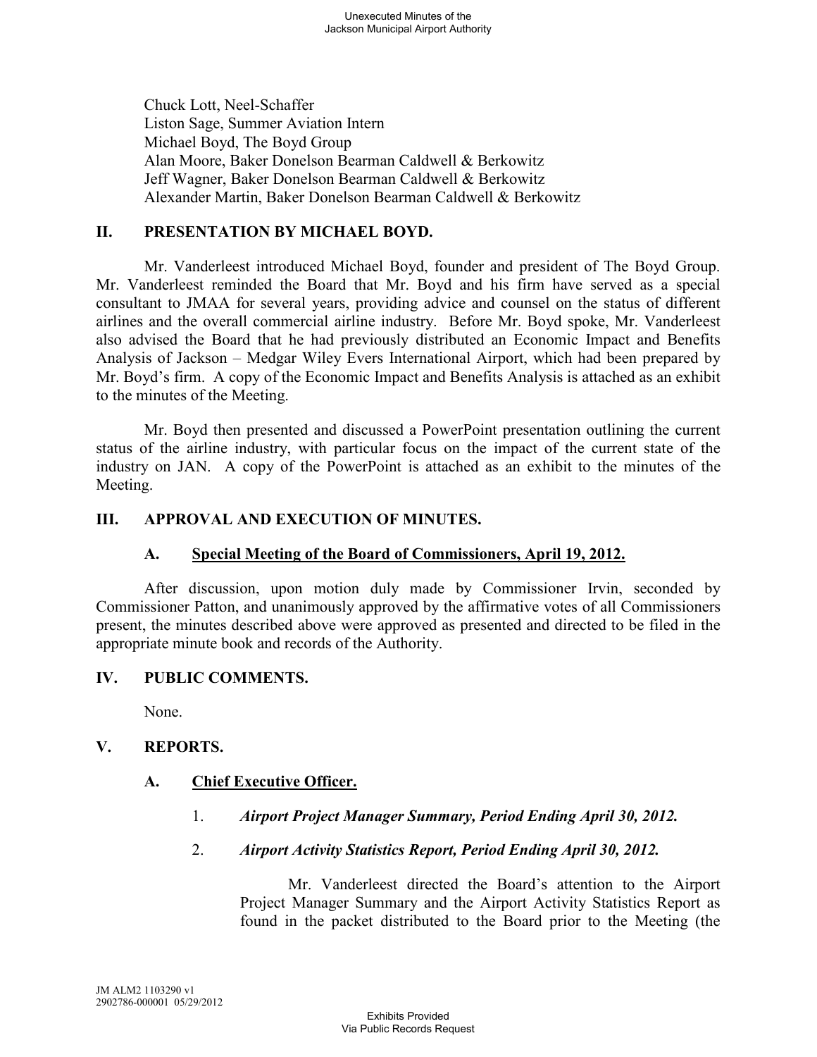Chuck Lott, Neel-Schaffer
Liston Sage, Summer Aviation Intern
Michael Boyd, The Boyd Group
Alan Moore, Baker Donelson Bearman Caldwell & Berkowitz
Jeff Wagner, Baker Donelson Bearman Caldwell & Berkowitz
Alexander Martin, Baker Donelson Bearman Caldwell & Berkowitz

## II. PRESENTATION BY MICHAEL BOYD.

Mr. Vanderleest introduced Michael Boyd, founder and president of The Boyd Group. Mr. Vanderleest reminded the Board that Mr. Boyd and his firm have served as a special consultant to JMAA for several years, providing advice and counsel on the status of different airlines and the overall commercial airline industry. Before Mr. Boyd spoke, Mr. Vanderleest also advised the Board that he had previously distributed an Economic Impact and Benefits Analysis of Jackson – Medgar Wiley Evers International Airport, which had been prepared by Mr. Boyd's firm. A copy of the Economic Impact and Benefits Analysis is attached as an exhibit to the minutes of the Meeting.

Mr. Boyd then presented and discussed a PowerPoint presentation outlining the current status of the airline industry, with particular focus on the impact of the current state of the industry on JAN. A copy of the PowerPoint is attached as an exhibit to the minutes of the Meeting.

## III. APPROVAL AND EXECUTION OF MINUTES.

### A. Special Meeting of the Board of Commissioners, April 19, 2012.

After discussion, upon motion duly made by Commissioner Irvin, seconded by Commissioner Patton, and unanimously approved by the affirmative votes of all Commissioners present, the minutes described above were approved as presented and directed to be filed in the appropriate minute book and records of the Authority.

## IV. PUBLIC COMMENTS.

None.

## V. REPORTS.

### A. Chief Executive Officer.

1. ***Airport Project Manager Summary, Period Ending April 30, 2012.***

2. ***Airport Activity Statistics Report, Period Ending April 30, 2012.***

Mr. Vanderleest directed the Board's attention to the Airport Project Manager Summary and the Airport Activity Statistics Report as found in the packet distributed to the Board prior to the Meeting (the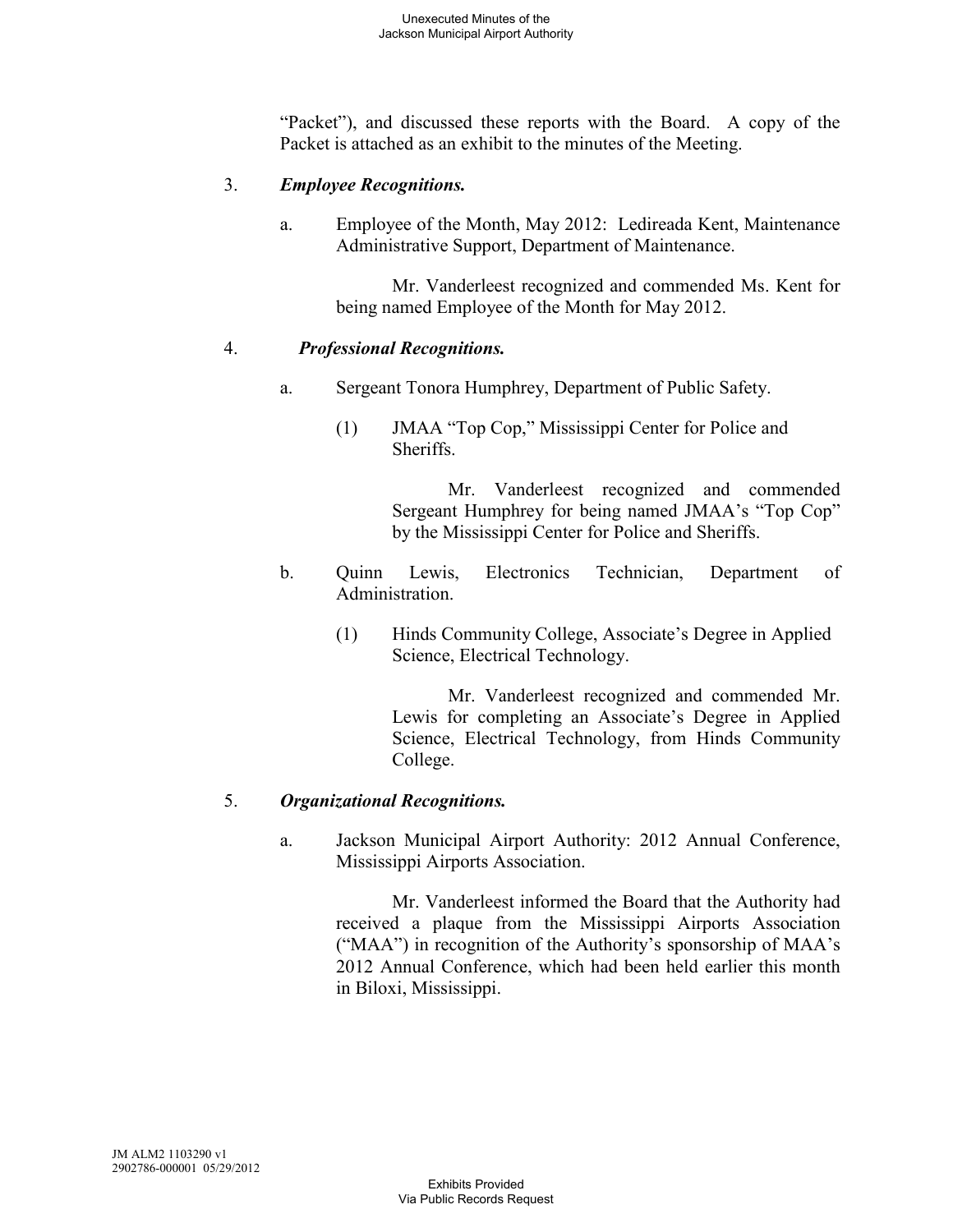"Packet"), and discussed these reports with the Board. A copy of the Packet is attached as an exhibit to the minutes of the Meeting.

3. ***Employee Recognitions.***

   a. Employee of the Month, May 2012: Ledireada Kent, Maintenance Administrative Support, Department of Maintenance.

      Mr. Vanderleest recognized and commended Ms. Kent for being named Employee of the Month for May 2012.

4. ***Professional Recognitions.***

   a. Sergeant Tonora Humphrey, Department of Public Safety.

      (1) JMAA "Top Cop," Mississippi Center for Police and Sheriffs.

         Mr. Vanderleest recognized and commended Sergeant Humphrey for being named JMAA's "Top Cop" by the Mississippi Center for Police and Sheriffs.

   b. Quinn Lewis, Electronics Technician, Department of Administration.

      (1) Hinds Community College, Associate's Degree in Applied Science, Electrical Technology.

         Mr. Vanderleest recognized and commended Mr. Lewis for completing an Associate's Degree in Applied Science, Electrical Technology, from Hinds Community College.

5. ***Organizational Recognitions.***

   a. Jackson Municipal Airport Authority: 2012 Annual Conference, Mississippi Airports Association.

      Mr. Vanderleest informed the Board that the Authority had received a plaque from the Mississippi Airports Association ("MAA") in recognition of the Authority's sponsorship of MAA's 2012 Annual Conference, which had been held earlier this month in Biloxi, Mississippi.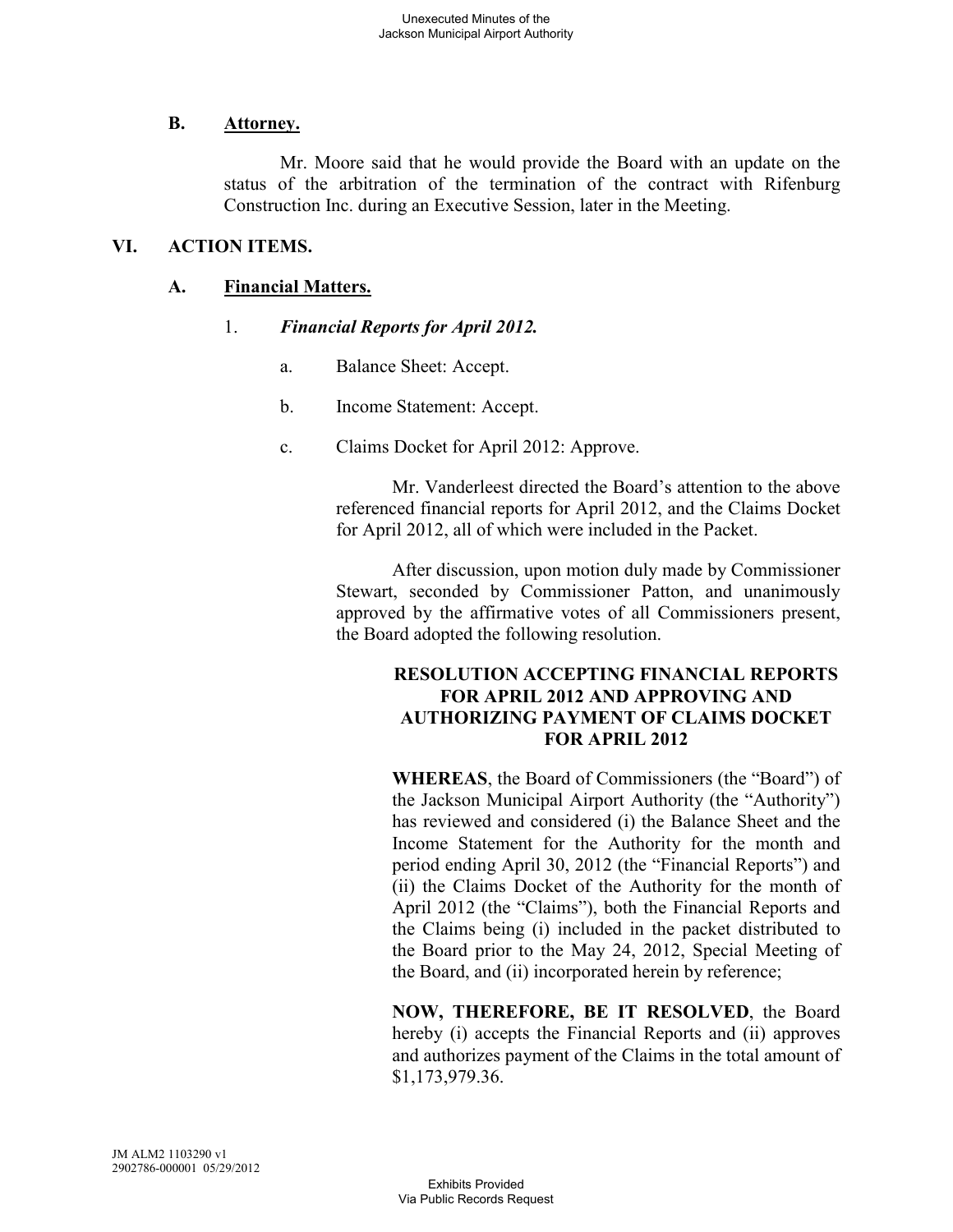### B. Attorney.

Mr. Moore said that he would provide the Board with an update on the status of the arbitration of the termination of the contract with Rifenburg Construction Inc. during an Executive Session, later in the Meeting.

## VI. ACTION ITEMS.

### A. Financial Matters.

1. ***Financial Reports for April 2012.***

   a. Balance Sheet: Accept.

   b. Income Statement: Accept.

   c. Claims Docket for April 2012: Approve.

   Mr. Vanderleest directed the Board's attention to the above referenced financial reports for April 2012, and the Claims Docket for April 2012, all of which were included in the Packet.

   After discussion, upon motion duly made by Commissioner Stewart, seconded by Commissioner Patton, and unanimously approved by the affirmative votes of all Commissioners present, the Board adopted the following resolution.

   **RESOLUTION ACCEPTING FINANCIAL REPORTS FOR APRIL 2012 AND APPROVING AND AUTHORIZING PAYMENT OF CLAIMS DOCKET FOR APRIL 2012**

   **WHEREAS**, the Board of Commissioners (the "Board") of the Jackson Municipal Airport Authority (the "Authority") has reviewed and considered (i) the Balance Sheet and the Income Statement for the Authority for the month and period ending April 30, 2012 (the "Financial Reports") and (ii) the Claims Docket of the Authority for the month of April 2012 (the "Claims"), both the Financial Reports and the Claims being (i) included in the packet distributed to the Board prior to the May 24, 2012, Special Meeting of the Board, and (ii) incorporated herein by reference;

   **NOW, THEREFORE, BE IT RESOLVED**, the Board hereby (i) accepts the Financial Reports and (ii) approves and authorizes payment of the Claims in the total amount of $1,173,979.36.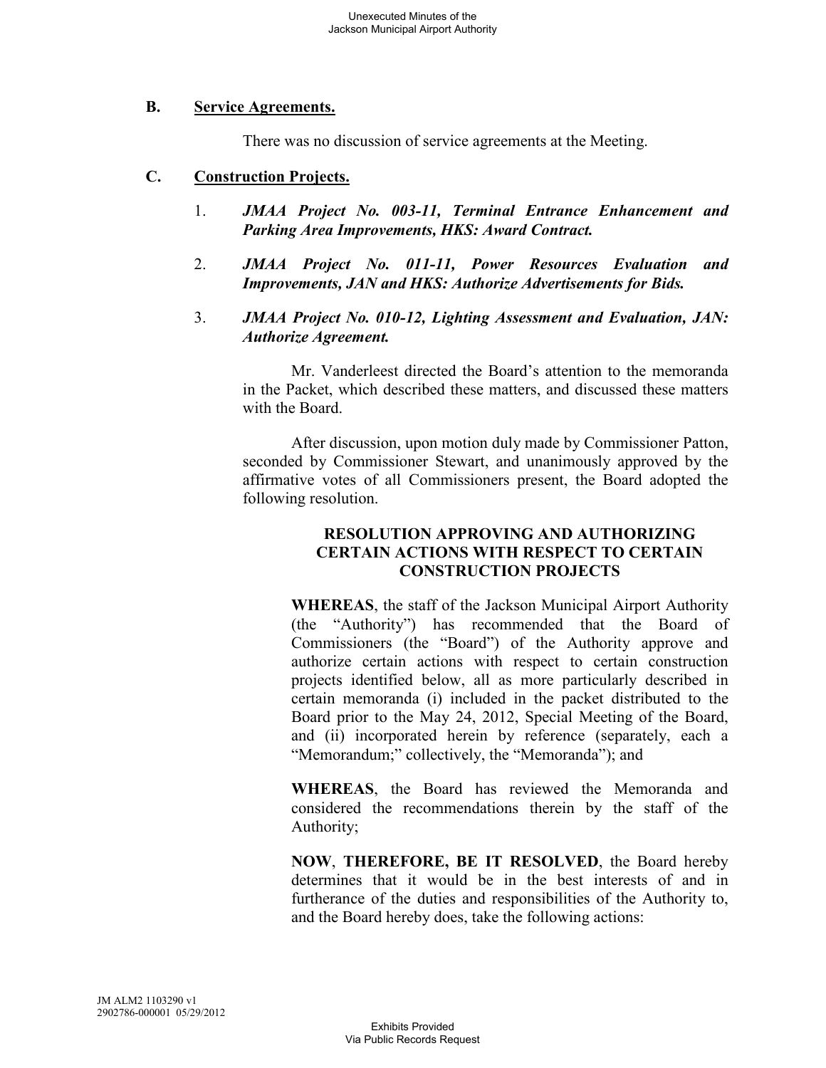## B. Service Agreements.

There was no discussion of service agreements at the Meeting.

## C. Construction Projects.

1. ***JMAA Project No. 003-11, Terminal Entrance Enhancement and Parking Area Improvements, HKS: Award Contract.***

2. ***JMAA Project No. 011-11, Power Resources Evaluation and Improvements, JAN and HKS: Authorize Advertisements for Bids.***

3. ***JMAA Project No. 010-12, Lighting Assessment and Evaluation, JAN: Authorize Agreement.***

Mr. Vanderleest directed the Board's attention to the memoranda in the Packet, which described these matters, and discussed these matters with the Board.

After discussion, upon motion duly made by Commissioner Patton, seconded by Commissioner Stewart, and unanimously approved by the affirmative votes of all Commissioners present, the Board adopted the following resolution.

**RESOLUTION APPROVING AND AUTHORIZING CERTAIN ACTIONS WITH RESPECT TO CERTAIN CONSTRUCTION PROJECTS**

**WHEREAS**, the staff of the Jackson Municipal Airport Authority (the "Authority") has recommended that the Board of Commissioners (the "Board") of the Authority approve and authorize certain actions with respect to certain construction projects identified below, all as more particularly described in certain memoranda (i) included in the packet distributed to the Board prior to the May 24, 2012, Special Meeting of the Board, and (ii) incorporated herein by reference (separately, each a "Memorandum;" collectively, the "Memoranda"); and

**WHEREAS**, the Board has reviewed the Memoranda and considered the recommendations therein by the staff of the Authority;

**NOW**, **THEREFORE, BE IT RESOLVED**, the Board hereby determines that it would be in the best interests of and in furtherance of the duties and responsibilities of the Authority to, and the Board hereby does, take the following actions: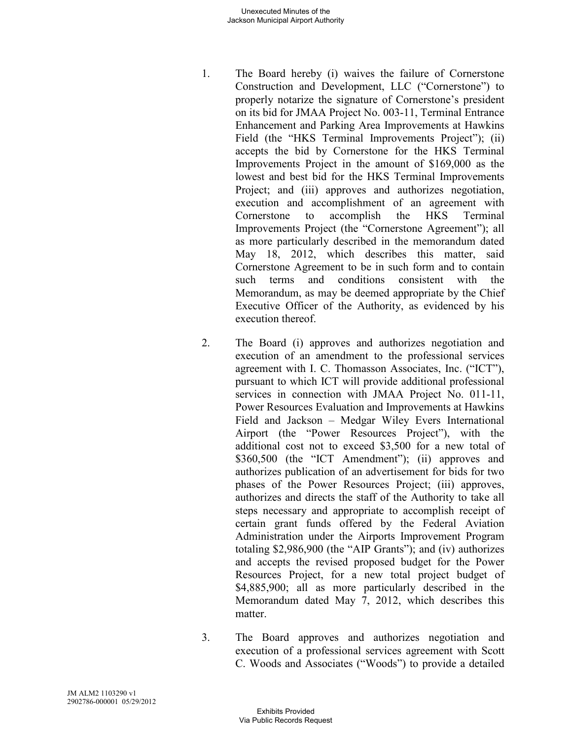1. The Board hereby (i) waives the failure of Cornerstone Construction and Development, LLC ("Cornerstone") to properly notarize the signature of Cornerstone's president on its bid for JMAA Project No. 003-11, Terminal Entrance Enhancement and Parking Area Improvements at Hawkins Field (the "HKS Terminal Improvements Project"); (ii) accepts the bid by Cornerstone for the HKS Terminal Improvements Project in the amount of $169,000 as the lowest and best bid for the HKS Terminal Improvements Project; and (iii) approves and authorizes negotiation, execution and accomplishment of an agreement with Cornerstone to accomplish the HKS Terminal Improvements Project (the "Cornerstone Agreement"); all as more particularly described in the memorandum dated May 18, 2012, which describes this matter, said Cornerstone Agreement to be in such form and to contain such terms and conditions consistent with the Memorandum, as may be deemed appropriate by the Chief Executive Officer of the Authority, as evidenced by his execution thereof.

2. The Board (i) approves and authorizes negotiation and execution of an amendment to the professional services agreement with I. C. Thomasson Associates, Inc. ("ICT"), pursuant to which ICT will provide additional professional services in connection with JMAA Project No. 011-11, Power Resources Evaluation and Improvements at Hawkins Field and Jackson – Medgar Wiley Evers International Airport (the "Power Resources Project"), with the additional cost not to exceed $3,500 for a new total of $360,500 (the "ICT Amendment"); (ii) approves and authorizes publication of an advertisement for bids for two phases of the Power Resources Project; (iii) approves, authorizes and directs the staff of the Authority to take all steps necessary and appropriate to accomplish receipt of certain grant funds offered by the Federal Aviation Administration under the Airports Improvement Program totaling $2,986,900 (the "AIP Grants"); and (iv) authorizes and accepts the revised proposed budget for the Power Resources Project, for a new total project budget of $4,885,900; all as more particularly described in the Memorandum dated May 7, 2012, which describes this matter.

3. The Board approves and authorizes negotiation and execution of a professional services agreement with Scott C. Woods and Associates ("Woods") to provide a detailed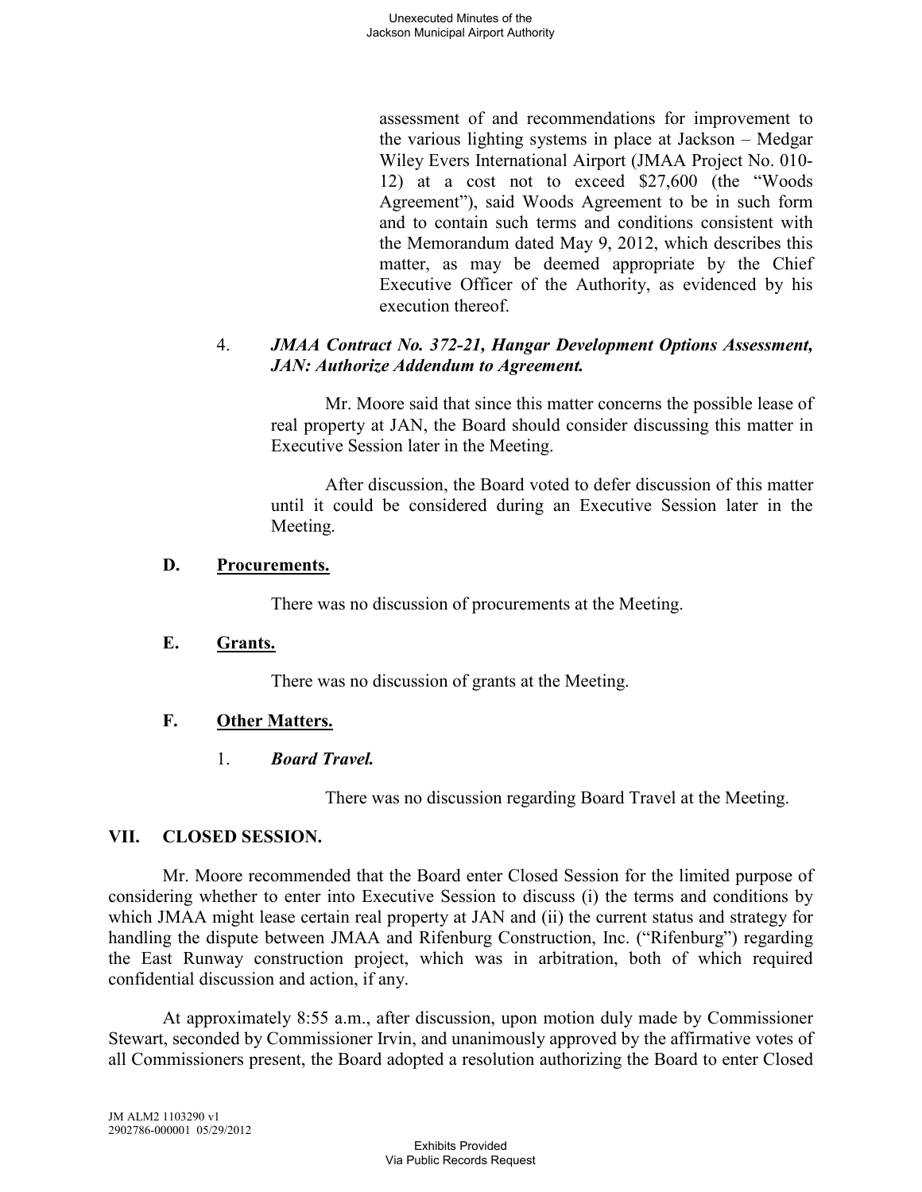assessment of and recommendations for improvement to the various lighting systems in place at Jackson – Medgar Wiley Evers International Airport (JMAA Project No. 010-12) at a cost not to exceed $27,600 (the "Woods Agreement"), said Woods Agreement to be in such form and to contain such terms and conditions consistent with the Memorandum dated May 9, 2012, which describes this matter, as may be deemed appropriate by the Chief Executive Officer of the Authority, as evidenced by his execution thereof.

4. ***JMAA Contract No. 372-21, Hangar Development Options Assessment, JAN: Authorize Addendum to Agreement.***

Mr. Moore said that since this matter concerns the possible lease of real property at JAN, the Board should consider discussing this matter in Executive Session later in the Meeting.

After discussion, the Board voted to defer discussion of this matter until it could be considered during an Executive Session later in the Meeting.

**D. <u>Procurements.</u>**

There was no discussion of procurements at the Meeting.

**E. <u>Grants.</u>**

There was no discussion of grants at the Meeting.

**F. <u>Other Matters.</u>**

1. ***Board Travel.***

There was no discussion regarding Board Travel at the Meeting.

## VII. CLOSED SESSION.

Mr. Moore recommended that the Board enter Closed Session for the limited purpose of considering whether to enter into Executive Session to discuss (i) the terms and conditions by which JMAA might lease certain real property at JAN and (ii) the current status and strategy for handling the dispute between JMAA and Rifenburg Construction, Inc. ("Rifenburg") regarding the East Runway construction project, which was in arbitration, both of which required confidential discussion and action, if any.

At approximately 8:55 a.m., after discussion, upon motion duly made by Commissioner Stewart, seconded by Commissioner Irvin, and unanimously approved by the affirmative votes of all Commissioners present, the Board adopted a resolution authorizing the Board to enter Closed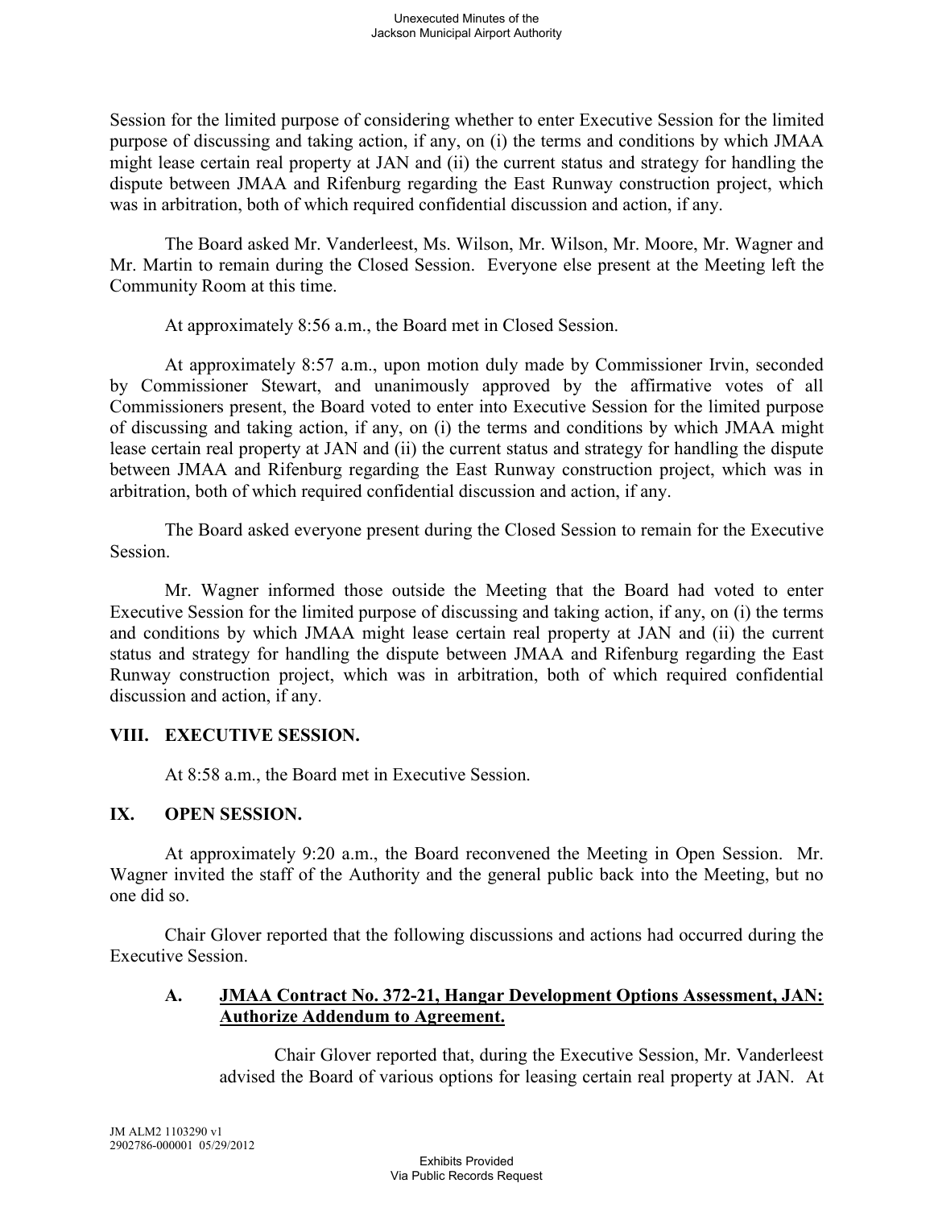Session for the limited purpose of considering whether to enter Executive Session for the limited purpose of discussing and taking action, if any, on (i) the terms and conditions by which JMAA might lease certain real property at JAN and (ii) the current status and strategy for handling the dispute between JMAA and Rifenburg regarding the East Runway construction project, which was in arbitration, both of which required confidential discussion and action, if any.

The Board asked Mr. Vanderleest, Ms. Wilson, Mr. Wilson, Mr. Moore, Mr. Wagner and Mr. Martin to remain during the Closed Session. Everyone else present at the Meeting left the Community Room at this time.

At approximately 8:56 a.m., the Board met in Closed Session.

At approximately 8:57 a.m., upon motion duly made by Commissioner Irvin, seconded by Commissioner Stewart, and unanimously approved by the affirmative votes of all Commissioners present, the Board voted to enter into Executive Session for the limited purpose of discussing and taking action, if any, on (i) the terms and conditions by which JMAA might lease certain real property at JAN and (ii) the current status and strategy for handling the dispute between JMAA and Rifenburg regarding the East Runway construction project, which was in arbitration, both of which required confidential discussion and action, if any.

The Board asked everyone present during the Closed Session to remain for the Executive Session.

Mr. Wagner informed those outside the Meeting that the Board had voted to enter Executive Session for the limited purpose of discussing and taking action, if any, on (i) the terms and conditions by which JMAA might lease certain real property at JAN and (ii) the current status and strategy for handling the dispute between JMAA and Rifenburg regarding the East Runway construction project, which was in arbitration, both of which required confidential discussion and action, if any.

## VIII. EXECUTIVE SESSION.

At 8:58 a.m., the Board met in Executive Session.

## IX. OPEN SESSION.

At approximately 9:20 a.m., the Board reconvened the Meeting in Open Session. Mr. Wagner invited the staff of the Authority and the general public back into the Meeting, but no one did so.

Chair Glover reported that the following discussions and actions had occurred during the Executive Session.

### A. JMAA Contract No. 372-21, Hangar Development Options Assessment, JAN: Authorize Addendum to Agreement.

Chair Glover reported that, during the Executive Session, Mr. Vanderleest advised the Board of various options for leasing certain real property at JAN. At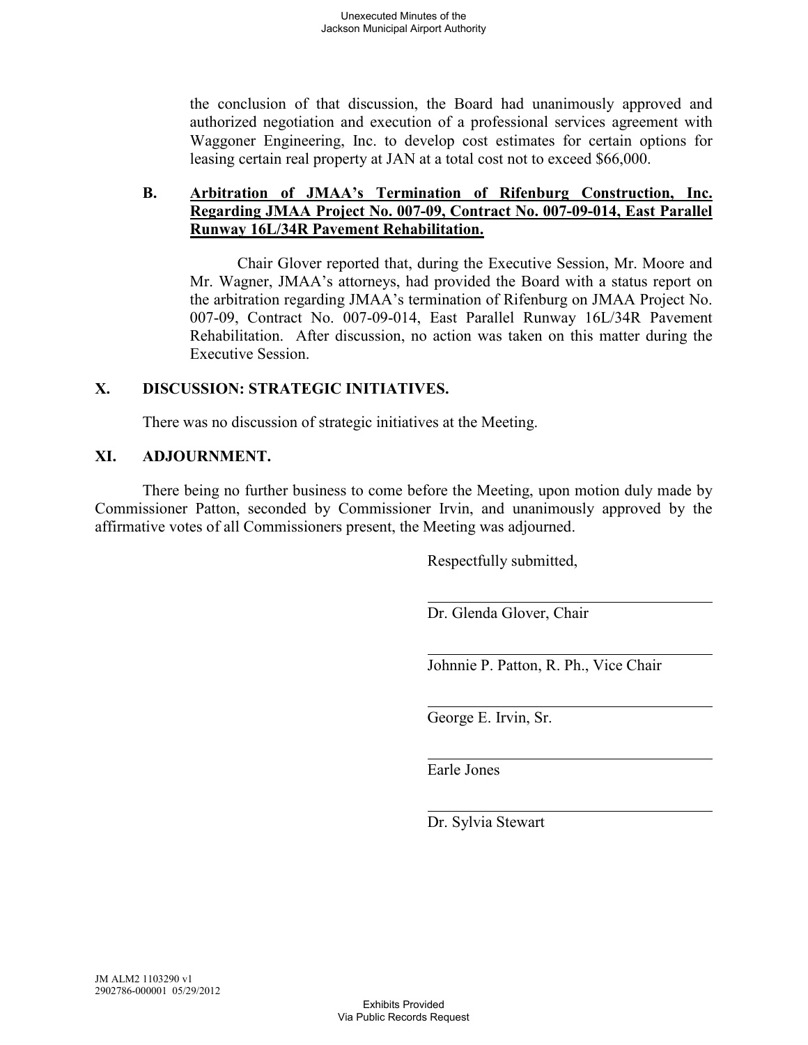the conclusion of that discussion, the Board had unanimously approved and authorized negotiation and execution of a professional services agreement with Waggoner Engineering, Inc. to develop cost estimates for certain options for leasing certain real property at JAN at a total cost not to exceed $66,000.

**B. Arbitration of JMAA's Termination of Rifenburg Construction, Inc. Regarding JMAA Project No. 007-09, Contract No. 007-09-014, East Parallel Runway 16L/34R Pavement Rehabilitation.**

Chair Glover reported that, during the Executive Session, Mr. Moore and Mr. Wagner, JMAA's attorneys, had provided the Board with a status report on the arbitration regarding JMAA's termination of Rifenburg on JMAA Project No. 007-09, Contract No. 007-09-014, East Parallel Runway 16L/34R Pavement Rehabilitation. After discussion, no action was taken on this matter during the Executive Session.

## X. DISCUSSION: STRATEGIC INITIATIVES.

There was no discussion of strategic initiatives at the Meeting.

## XI. ADJOURNMENT.

There being no further business to come before the Meeting, upon motion duly made by Commissioner Patton, seconded by Commissioner Irvin, and unanimously approved by the affirmative votes of all Commissioners present, the Meeting was adjourned.

Respectfully submitted,

\_\_\_\_\_\_\_\_\_\_\_\_\_\_\_\_\_\_\_\_\_\_\_\_\_\_\_\_\_\_\_\_\_\_\_\_\_

Dr. Glenda Glover, Chair

\_\_\_\_\_\_\_\_\_\_\_\_\_\_\_\_\_\_\_\_\_\_\_\_\_\_\_\_\_\_\_\_\_\_\_\_\_

Johnnie P. Patton, R. Ph., Vice Chair

\_\_\_\_\_\_\_\_\_\_\_\_\_\_\_\_\_\_\_\_\_\_\_\_\_\_\_\_\_\_\_\_\_\_\_\_\_

George E. Irvin, Sr.

\_\_\_\_\_\_\_\_\_\_\_\_\_\_\_\_\_\_\_\_\_\_\_\_\_\_\_\_\_\_\_\_\_\_\_\_\_

Earle Jones

\_\_\_\_\_\_\_\_\_\_\_\_\_\_\_\_\_\_\_\_\_\_\_\_\_\_\_\_\_\_\_\_\_\_\_\_\_

Dr. Sylvia Stewart

JM ALM2 1103290 v1
2902786-000001 05/29/2012